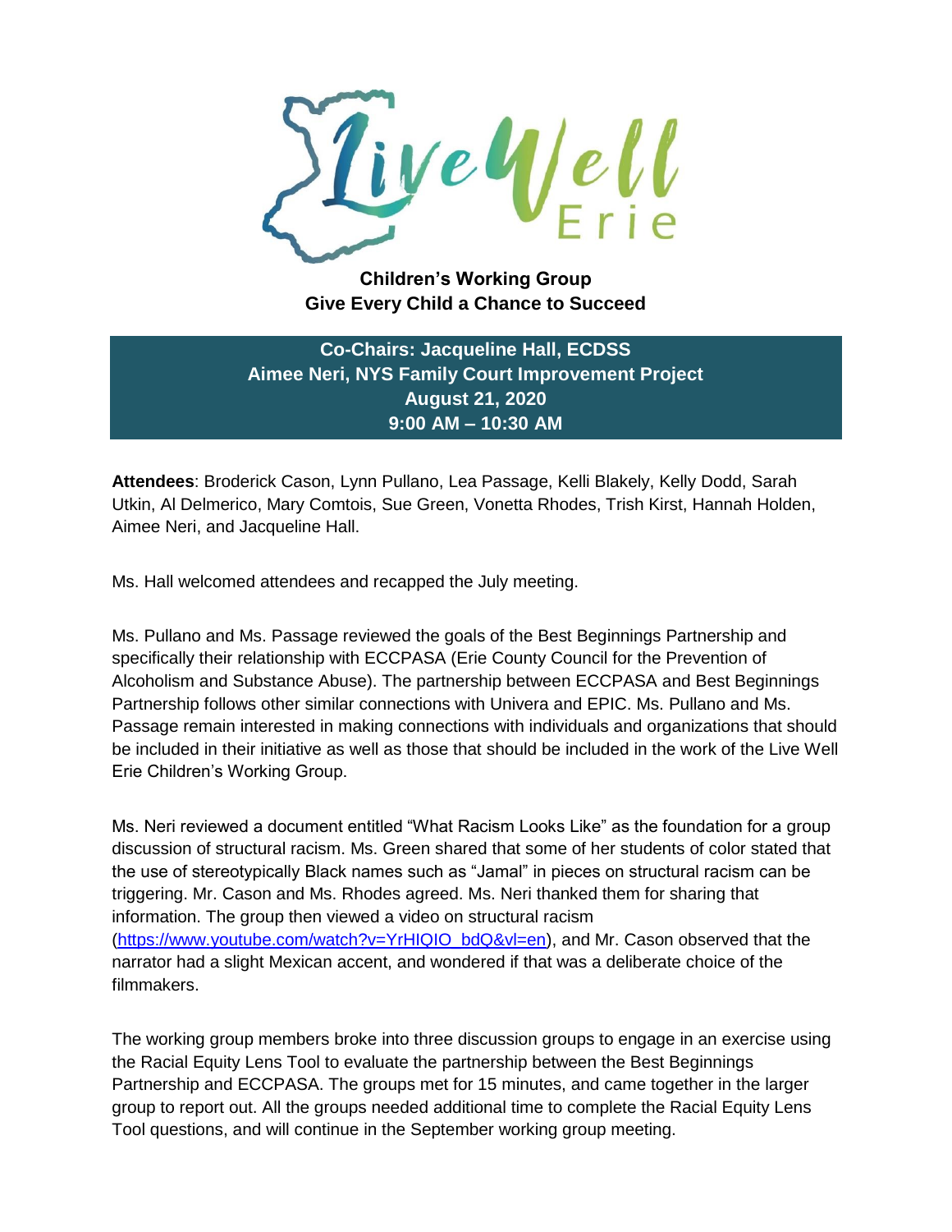# Live Well Erie

**Children's Working Group**
**Give Every Child a Chance to Succeed**

**Co-Chairs: Jacqueline Hall, ECDSS**
**Aimee Neri, NYS Family Court Improvement Project**
**August 21, 2020**
**9:00 AM – 10:30 AM**

**Attendees**: Broderick Cason, Lynn Pullano, Lea Passage, Kelli Blakely, Kelly Dodd, Sarah Utkin, Al Delmerico, Mary Comtois, Sue Green, Vonetta Rhodes, Trish Kirst, Hannah Holden, Aimee Neri, and Jacqueline Hall.

Ms. Hall welcomed attendees and recapped the July meeting.

Ms. Pullano and Ms. Passage reviewed the goals of the Best Beginnings Partnership and specifically their relationship with ECCPASA (Erie County Council for the Prevention of Alcoholism and Substance Abuse). The partnership between ECCPASA and Best Beginnings Partnership follows other similar connections with Univera and EPIC. Ms. Pullano and Ms. Passage remain interested in making connections with individuals and organizations that should be included in their initiative as well as those that should be included in the work of the Live Well Erie Children's Working Group.

Ms. Neri reviewed a document entitled "What Racism Looks Like" as the foundation for a group discussion of structural racism. Ms. Green shared that some of her students of color stated that the use of stereotypically Black names such as "Jamal" in pieces on structural racism can be triggering. Mr. Cason and Ms. Rhodes agreed. Ms. Neri thanked them for sharing that information. The group then viewed a video on structural racism (https://www.youtube.com/watch?v=YrHIQIO_bdQ&vl=en), and Mr. Cason observed that the narrator had a slight Mexican accent, and wondered if that was a deliberate choice of the filmmakers.

The working group members broke into three discussion groups to engage in an exercise using the Racial Equity Lens Tool to evaluate the partnership between the Best Beginnings Partnership and ECCPASA. The groups met for 15 minutes, and came together in the larger group to report out. All the groups needed additional time to complete the Racial Equity Lens Tool questions, and will continue in the September working group meeting.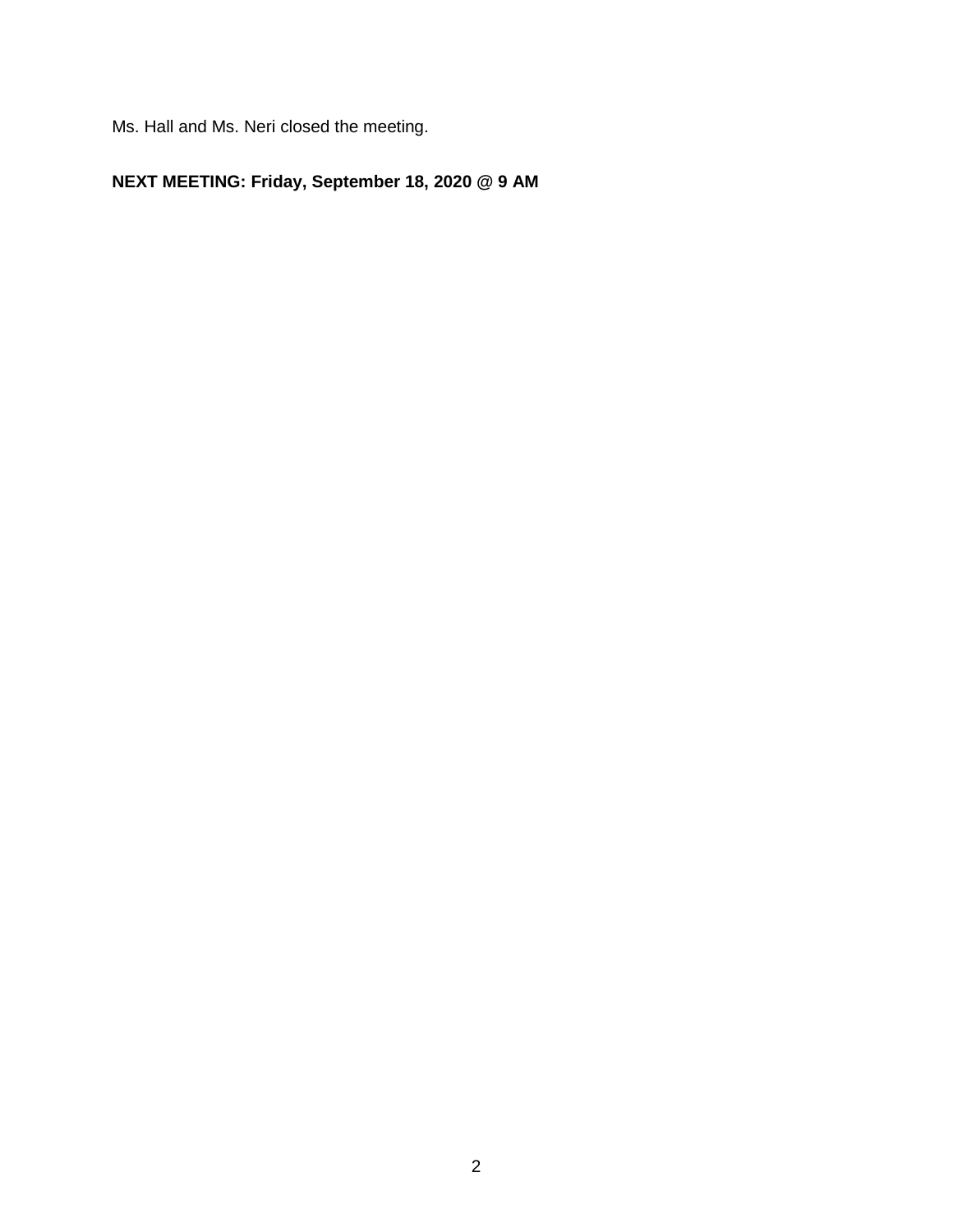Ms. Hall and Ms. Neri closed the meeting.

**NEXT MEETING: Friday, September 18, 2020 @ 9 AM**